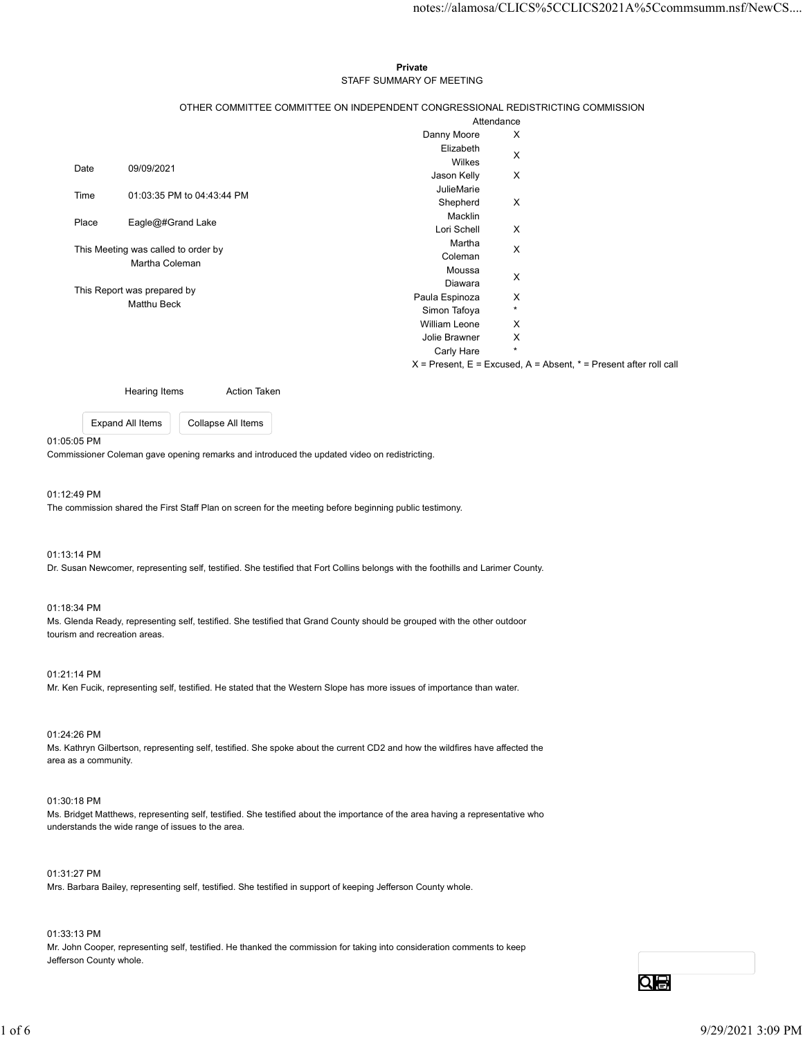**Private**

STAFF SUMMARY OF MEETING

OTHER COMMITTEE COMMITTEE ON INDEPENDENT CONGRESSIONAL REDISTRICTING COMMISSION

| | |
|---|---|
| Date | 09/09/2021 |
| Time | 01:03:35 PM to 04:43:44 PM |
| Place | Eagle@#Grand Lake |
| This Meeting was called to order by | Martha Coleman |
| This Report was prepared by | Matthu Beck |

| Attendance | |
|---|---|
| Danny Moore | X |
| Elizabeth Wilkes | X |
| Jason Kelly | X |
| JulieMarie Shepherd Macklin | X |
| Lori Schell | X |
| Martha Coleman | X |
| Moussa Diawara | X |
| Paula Espinoza | X |
| Simon Tafoya | * |
| William Leone | X |
| Jolie Brawner | X |
| Carly Hare | * |

X = Present, E = Excused, A = Absent, * = Present after roll call

| Hearing Items | Action Taken |
|---|---|

Expand All Items | Collapse All Items

01:05:05 PM
Commissioner Coleman gave opening remarks and introduced the updated video on redistricting.

01:12:49 PM
The commission shared the First Staff Plan on screen for the meeting before beginning public testimony.

01:13:14 PM
Dr. Susan Newcomer, representing self, testified. She testified that Fort Collins belongs with the foothills and Larimer County.

01:18:34 PM
Ms. Glenda Ready, representing self, testified. She testified that Grand County should be grouped with the other outdoor tourism and recreation areas.

01:21:14 PM
Mr. Ken Fucik, representing self, testified. He stated that the Western Slope has more issues of importance than water.

01:24:26 PM
Ms. Kathryn Gilbertson, representing self, testified. She spoke about the current CD2 and how the wildfires have affected the area as a community.

01:30:18 PM
Ms. Bridget Matthews, representing self, testified. She testified about the importance of the area having a representative who understands the wide range of issues to the area.

01:31:27 PM
Mrs. Barbara Bailey, representing self, testified. She testified in support of keeping Jefferson County whole.

01:33:13 PM
Mr. John Cooper, representing self, testified. He thanked the commission for taking into consideration comments to keep Jefferson County whole.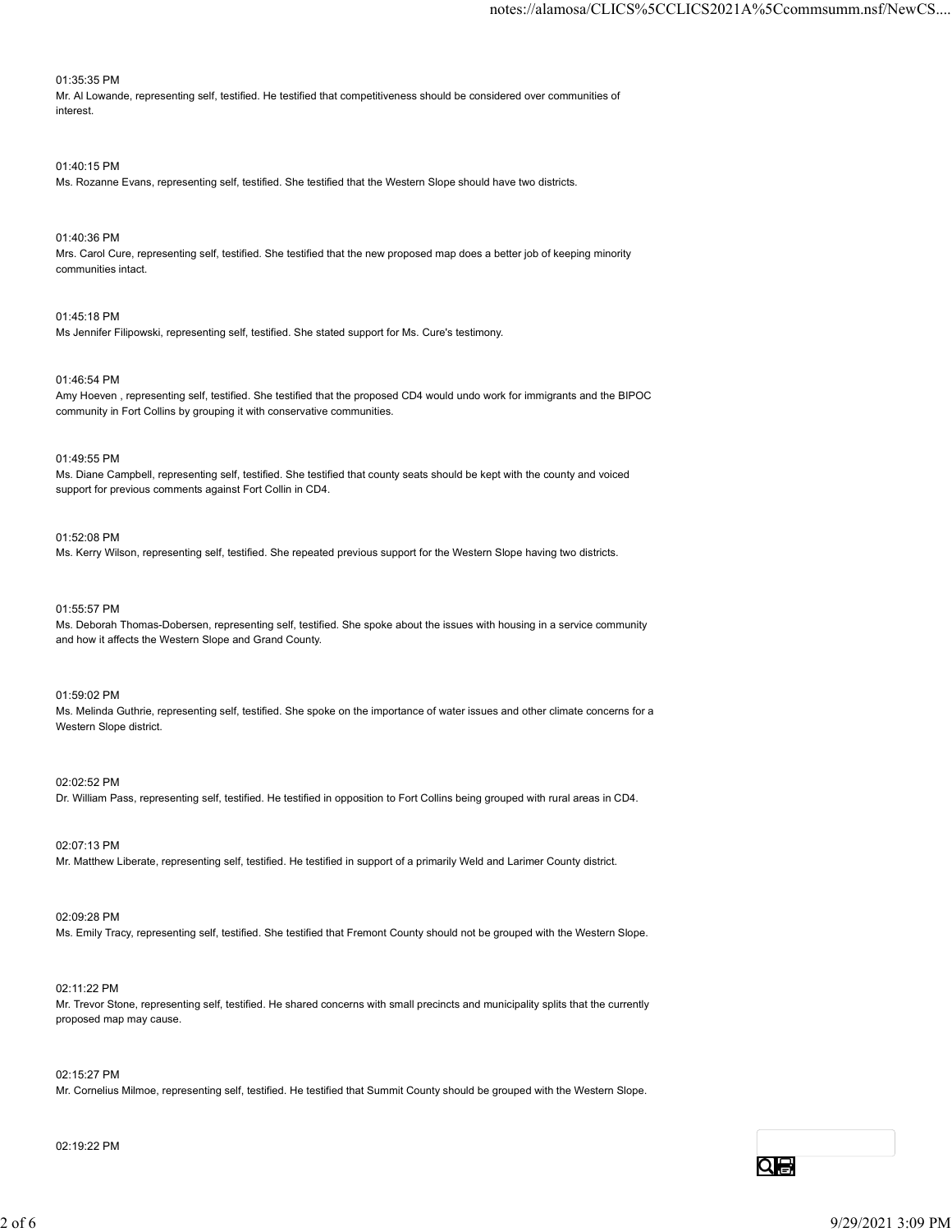01:35:35 PM

Mr. Al Lowande, representing self, testified. He testified that competitiveness should be considered over communities of interest.

01:40:15 PM

Ms. Rozanne Evans, representing self, testified. She testified that the Western Slope should have two districts.

01:40:36 PM

Mrs. Carol Cure, representing self, testified. She testified that the new proposed map does a better job of keeping minority communities intact.

01:45:18 PM

Ms Jennifer Filipowski, representing self, testified. She stated support for Ms. Cure's testimony.

01:46:54 PM

Amy Hoeven , representing self, testified. She testified that the proposed CD4 would undo work for immigrants and the BIPOC community in Fort Collins by grouping it with conservative communities.

01:49:55 PM

Ms. Diane Campbell, representing self, testified. She testified that county seats should be kept with the county and voiced support for previous comments against Fort Collin in CD4.

01:52:08 PM

Ms. Kerry Wilson, representing self, testified. She repeated previous support for the Western Slope having two districts.

01:55:57 PM

Ms. Deborah Thomas-Dobersen, representing self, testified. She spoke about the issues with housing in a service community and how it affects the Western Slope and Grand County.

01:59:02 PM

Ms. Melinda Guthrie, representing self, testified. She spoke on the importance of water issues and other climate concerns for a Western Slope district.

02:02:52 PM

Dr. William Pass, representing self, testified. He testified in opposition to Fort Collins being grouped with rural areas in CD4.

02:07:13 PM

Mr. Matthew Liberate, representing self, testified. He testified in support of a primarily Weld and Larimer County district.

02:09:28 PM

Ms. Emily Tracy, representing self, testified. She testified that Fremont County should not be grouped with the Western Slope.

02:11:22 PM

Mr. Trevor Stone, representing self, testified. He shared concerns with small precincts and municipality splits that the currently proposed map may cause.

02:15:27 PM

Mr. Cornelius Milmoe, representing self, testified. He testified that Summit County should be grouped with the Western Slope.

02:19:22 PM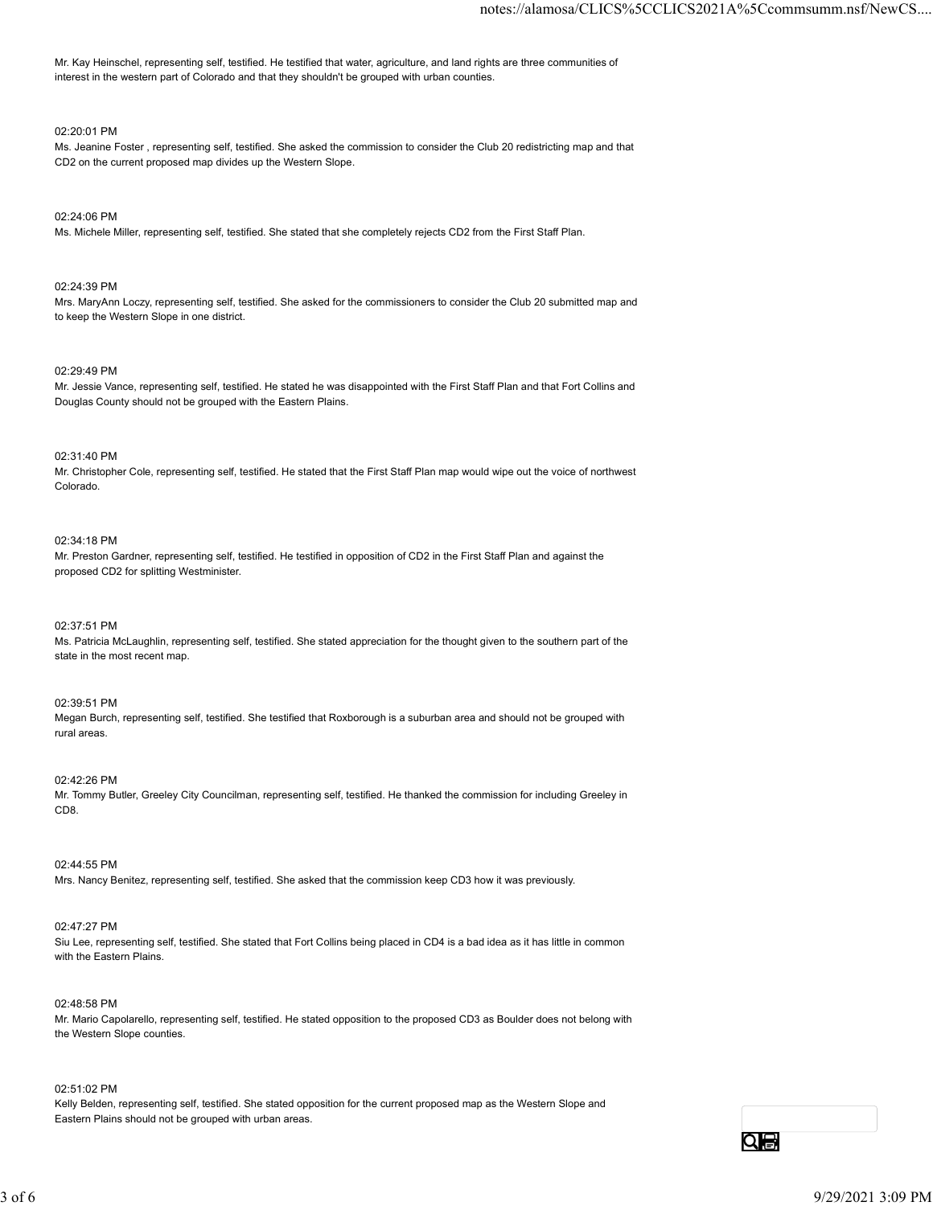Mr. Kay Heinschel, representing self, testified. He testified that water, agriculture, and land rights are three communities of interest in the western part of Colorado and that they shouldn't be grouped with urban counties.

02:20:01 PM

Ms. Jeanine Foster , representing self, testified. She asked the commission to consider the Club 20 redistricting map and that CD2 on the current proposed map divides up the Western Slope.

02:24:06 PM

Ms. Michele Miller, representing self, testified. She stated that she completely rejects CD2 from the First Staff Plan.

02:24:39 PM

Mrs. MaryAnn Loczy, representing self, testified. She asked for the commissioners to consider the Club 20 submitted map and to keep the Western Slope in one district.

02:29:49 PM

Mr. Jessie Vance, representing self, testified. He stated he was disappointed with the First Staff Plan and that Fort Collins and Douglas County should not be grouped with the Eastern Plains.

02:31:40 PM

Mr. Christopher Cole, representing self, testified. He stated that the First Staff Plan map would wipe out the voice of northwest Colorado.

02:34:18 PM

Mr. Preston Gardner, representing self, testified. He testified in opposition of CD2 in the First Staff Plan and against the proposed CD2 for splitting Westminister.

02:37:51 PM

Ms. Patricia McLaughlin, representing self, testified. She stated appreciation for the thought given to the southern part of the state in the most recent map.

02:39:51 PM

Megan Burch, representing self, testified. She testified that Roxborough is a suburban area and should not be grouped with rural areas.

02:42:26 PM

Mr. Tommy Butler, Greeley City Councilman, representing self, testified. He thanked the commission for including Greeley in CD8.

02:44:55 PM

Mrs. Nancy Benitez, representing self, testified. She asked that the commission keep CD3 how it was previously.

02:47:27 PM

Siu Lee, representing self, testified. She stated that Fort Collins being placed in CD4 is a bad idea as it has little in common with the Eastern Plains.

02:48:58 PM

Mr. Mario Capolarello, representing self, testified. He stated opposition to the proposed CD3 as Boulder does not belong with the Western Slope counties.

02:51:02 PM

Kelly Belden, representing self, testified. She stated opposition for the current proposed map as the Western Slope and Eastern Plains should not be grouped with urban areas.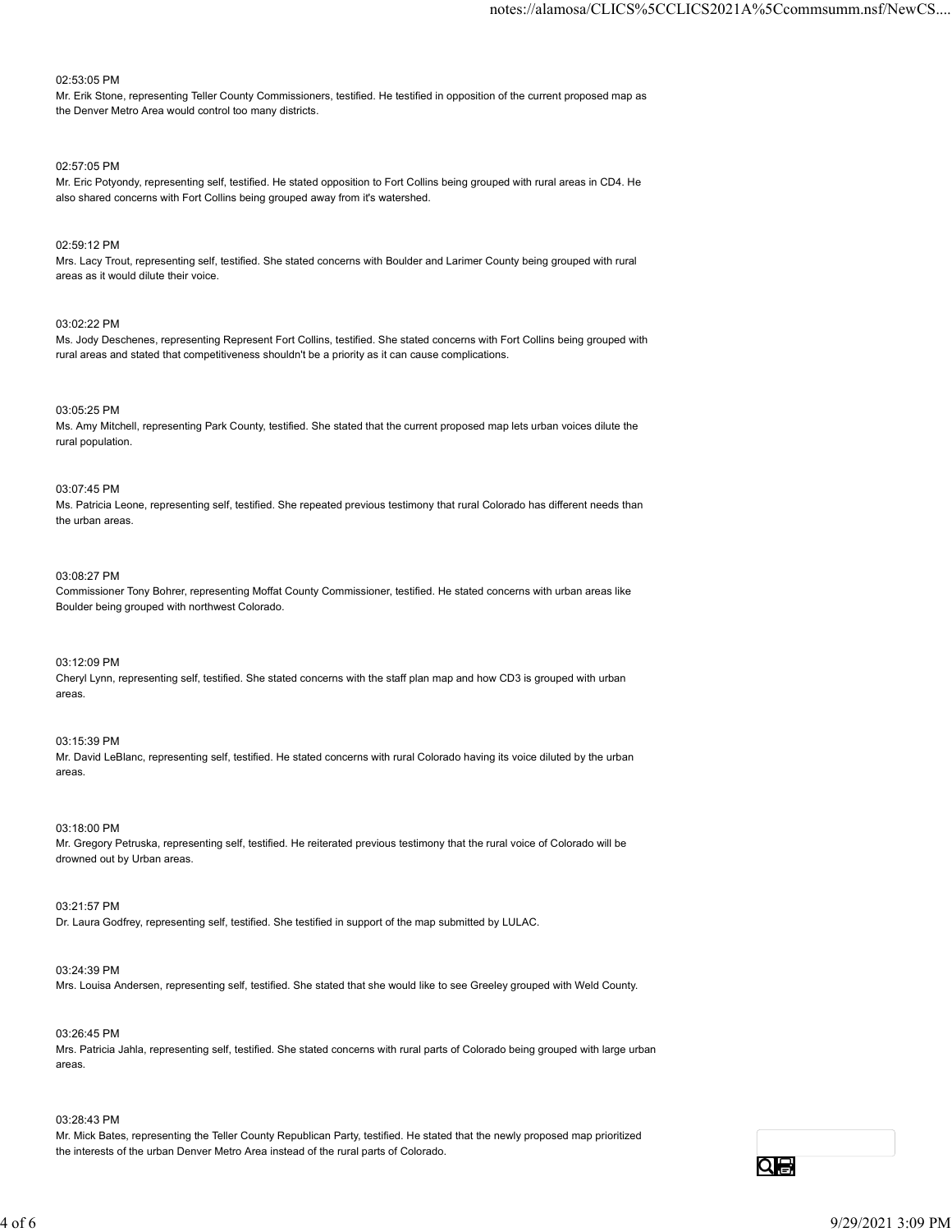02:53:05 PM

Mr. Erik Stone, representing Teller County Commissioners, testified. He testified in opposition of the current proposed map as the Denver Metro Area would control too many districts.

02:57:05 PM

Mr. Eric Potyondy, representing self, testified. He stated opposition to Fort Collins being grouped with rural areas in CD4. He also shared concerns with Fort Collins being grouped away from it's watershed.

02:59:12 PM

Mrs. Lacy Trout, representing self, testified. She stated concerns with Boulder and Larimer County being grouped with rural areas as it would dilute their voice.

03:02:22 PM

Ms. Jody Deschenes, representing Represent Fort Collins, testified. She stated concerns with Fort Collins being grouped with rural areas and stated that competitiveness shouldn't be a priority as it can cause complications.

03:05:25 PM

Ms. Amy Mitchell, representing Park County, testified. She stated that the current proposed map lets urban voices dilute the rural population.

03:07:45 PM

Ms. Patricia Leone, representing self, testified. She repeated previous testimony that rural Colorado has different needs than the urban areas.

03:08:27 PM

Commissioner Tony Bohrer, representing Moffat County Commissioner, testified. He stated concerns with urban areas like Boulder being grouped with northwest Colorado.

03:12:09 PM

Cheryl Lynn, representing self, testified. She stated concerns with the staff plan map and how CD3 is grouped with urban areas.

03:15:39 PM

Mr. David LeBlanc, representing self, testified. He stated concerns with rural Colorado having its voice diluted by the urban areas.

03:18:00 PM

Mr. Gregory Petruska, representing self, testified. He reiterated previous testimony that the rural voice of Colorado will be drowned out by Urban areas.

03:21:57 PM

Dr. Laura Godfrey, representing self, testified. She testified in support of the map submitted by LULAC.

03:24:39 PM

Mrs. Louisa Andersen, representing self, testified. She stated that she would like to see Greeley grouped with Weld County.

03:26:45 PM

Mrs. Patricia Jahla, representing self, testified. She stated concerns with rural parts of Colorado being grouped with large urban areas.

03:28:43 PM

Mr. Mick Bates, representing the Teller County Republican Party, testified. He stated that the newly proposed map prioritized the interests of the urban Denver Metro Area instead of the rural parts of Colorado.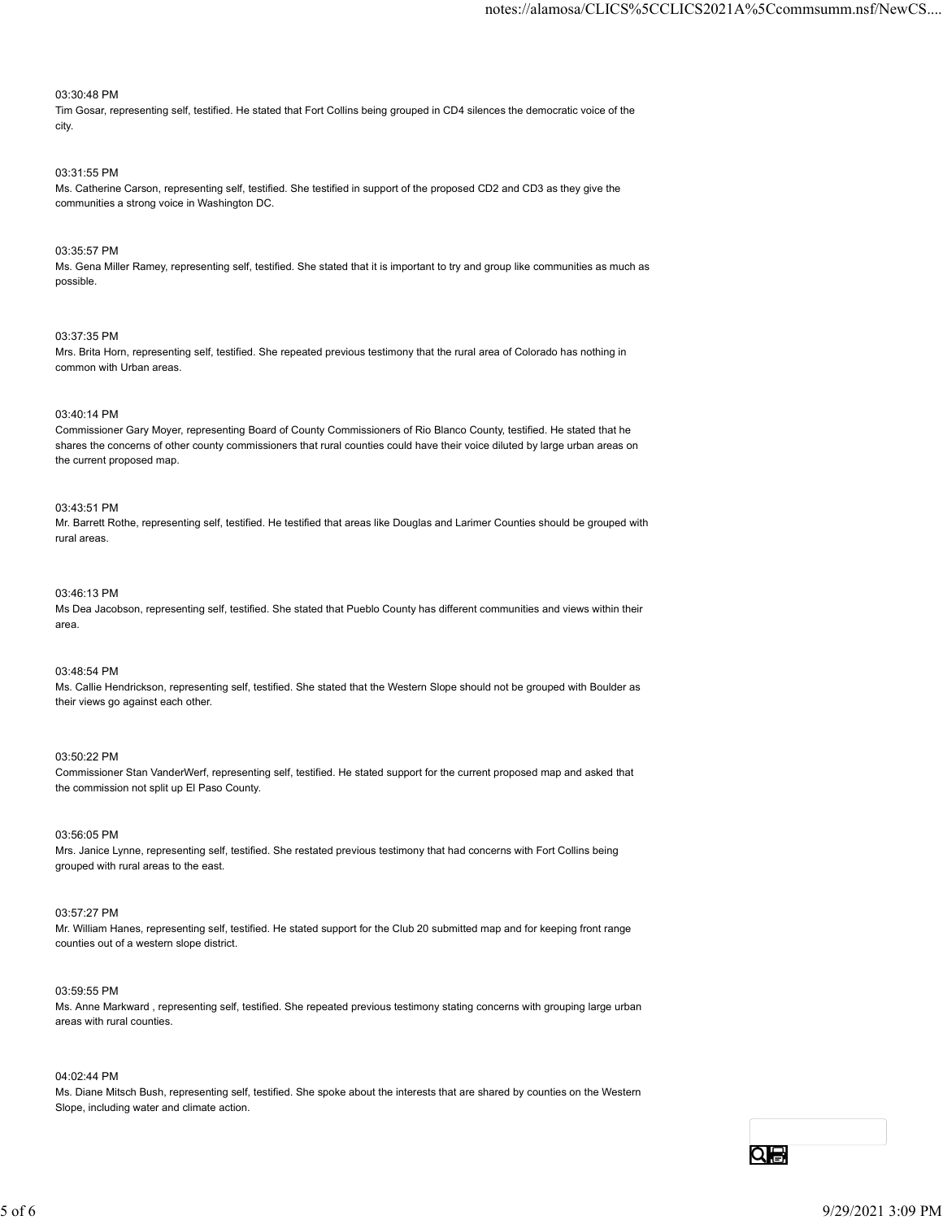03:30:48 PM
Tim Gosar, representing self, testified. He stated that Fort Collins being grouped in CD4 silences the democratic voice of the city.

03:31:55 PM
Ms. Catherine Carson, representing self, testified. She testified in support of the proposed CD2 and CD3 as they give the communities a strong voice in Washington DC.

03:35:57 PM
Ms. Gena Miller Ramey, representing self, testified. She stated that it is important to try and group like communities as much as possible.

03:37:35 PM
Mrs. Brita Horn, representing self, testified. She repeated previous testimony that the rural area of Colorado has nothing in common with Urban areas.

03:40:14 PM
Commissioner Gary Moyer, representing Board of County Commissioners of Rio Blanco County, testified. He stated that he shares the concerns of other county commissioners that rural counties could have their voice diluted by large urban areas on the current proposed map.

03:43:51 PM
Mr. Barrett Rothe, representing self, testified. He testified that areas like Douglas and Larimer Counties should be grouped with rural areas.

03:46:13 PM
Ms Dea Jacobson, representing self, testified. She stated that Pueblo County has different communities and views within their area.

03:48:54 PM
Ms. Callie Hendrickson, representing self, testified. She stated that the Western Slope should not be grouped with Boulder as their views go against each other.

03:50:22 PM
Commissioner Stan VanderWerf, representing self, testified. He stated support for the current proposed map and asked that the commission not split up El Paso County.

03:56:05 PM
Mrs. Janice Lynne, representing self, testified. She restated previous testimony that had concerns with Fort Collins being grouped with rural areas to the east.

03:57:27 PM
Mr. William Hanes, representing self, testified. He stated support for the Club 20 submitted map and for keeping front range counties out of a western slope district.

03:59:55 PM
Ms. Anne Markward , representing self, testified. She repeated previous testimony stating concerns with grouping large urban areas with rural counties.

04:02:44 PM
Ms. Diane Mitsch Bush, representing self, testified. She spoke about the interests that are shared by counties on the Western Slope, including water and climate action.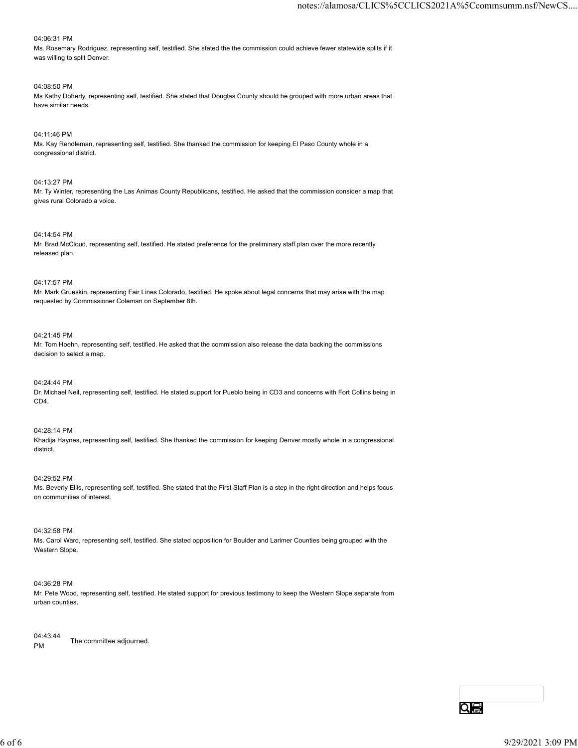04:06:31 PM
Ms. Rosemary Rodriguez, representing self, testified. She stated the the commission could achieve fewer statewide splits if it was willing to split Denver.

04:08:50 PM
Ms Kathy Doherty, representing self, testified. She stated that Douglas County should be grouped with more urban areas that have similar needs.

04:11:46 PM
Ms. Kay Rendleman, representing self, testified. She thanked the commission for keeping El Paso County whole in a congressional district.

04:13:27 PM
Mr. Ty Winter, representing the Las Animas County Republicans, testified. He asked that the commission consider a map that gives rural Colorado a voice.

04:14:54 PM
Mr. Brad McCloud, representing self, testified. He stated preference for the preliminary staff plan over the more recently released plan.

04:17:57 PM
Mr. Mark Grueskin, representing Fair Lines Colorado, testified. He spoke about legal concerns that may arise with the map requested by Commissioner Coleman on September 8th.

04:21:45 PM
Mr. Tom Hoehn, representing self, testified. He asked that the commission also release the data backing the commissions decision to select a map.

04:24:44 PM
Dr. Michael Neil, representing self, testified. He stated support for Pueblo being in CD3 and concerns with Fort Collins being in CD4.

04:28:14 PM
Khadija Haynes, representing self, testified. She thanked the commission for keeping Denver mostly whole in a congressional district.

04:29:52 PM
Ms. Beverly Ellis, representing self, testified. She stated that the First Staff Plan is a step in the right direction and helps focus on communities of interest.

04:32:58 PM
Ms. Carol Ward, representing self, testified. She stated opposition for Boulder and Larimer Counties being grouped with the Western Slope.

04:36:28 PM
Mr. Pete Wood, representing self, testified. He stated support for previous testimony to keep the Western Slope separate from urban counties.

| | |
|---|---|
| 04:43:44 PM | The committee adjourned. |